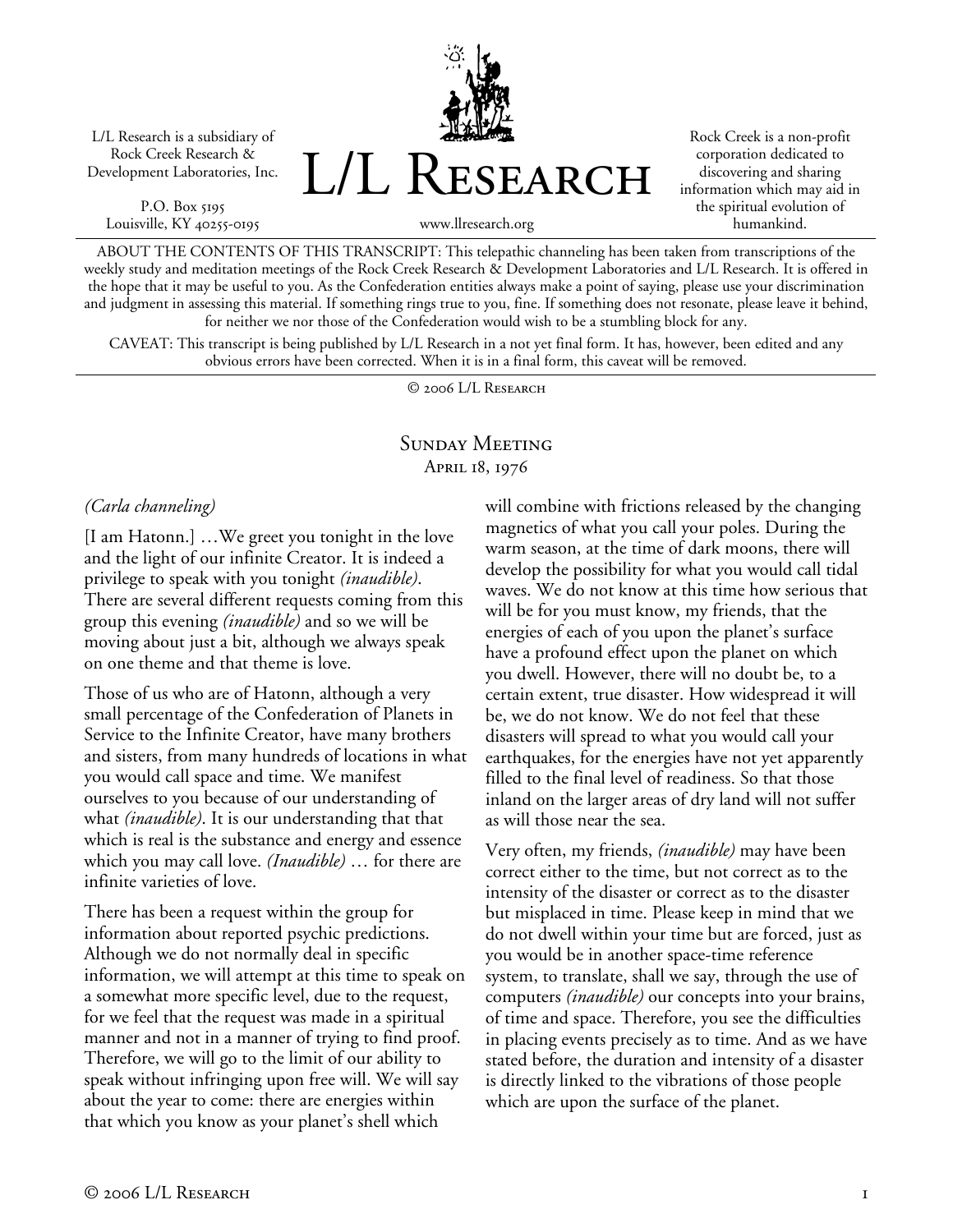L/L Research is a subsidiary of Rock Creek Research & Development Laboratories, Inc.

P.O. Box 5195
Louisville, KY 40255-0195

# L/L Research

www.llresearch.org

Rock Creek is a non-profit corporation dedicated to discovering and sharing information which may aid in the spiritual evolution of humankind.

ABOUT THE CONTENTS OF THIS TRANSCRIPT: This telepathic channeling has been taken from transcriptions of the weekly study and meditation meetings of the Rock Creek Research & Development Laboratories and L/L Research. It is offered in the hope that it may be useful to you. As the Confederation entities always make a point of saying, please use your discrimination and judgment in assessing this material. If something rings true to you, fine. If something does not resonate, please leave it behind, for neither we nor those of the Confederation would wish to be a stumbling block for any.

CAVEAT: This transcript is being published by L/L Research in a not yet final form. It has, however, been edited and any obvious errors have been corrected. When it is in a final form, this caveat will be removed.

© 2006 L/L Research

## Sunday Meeting
April 18, 1976

*(Carla channeling)*

[I am Hatonn.] …We greet you tonight in the love and the light of our infinite Creator. It is indeed a privilege to speak with you tonight *(inaudible)*. There are several different requests coming from this group this evening *(inaudible)* and so we will be moving about just a bit, although we always speak on one theme and that theme is love.

Those of us who are of Hatonn, although a very small percentage of the Confederation of Planets in Service to the Infinite Creator, have many brothers and sisters, from many hundreds of locations in what you would call space and time. We manifest ourselves to you because of our understanding of what *(inaudible)*. It is our understanding that that which is real is the substance and energy and essence which you may call love. *(Inaudible)* … for there are infinite varieties of love.

There has been a request within the group for information about reported psychic predictions. Although we do not normally deal in specific information, we will attempt at this time to speak on a somewhat more specific level, due to the request, for we feel that the request was made in a spiritual manner and not in a manner of trying to find proof. Therefore, we will go to the limit of our ability to speak without infringing upon free will. We will say about the year to come: there are energies within that which you know as your planet's shell which will combine with frictions released by the changing magnetics of what you call your poles. During the warm season, at the time of dark moons, there will develop the possibility for what you would call tidal waves. We do not know at this time how serious that will be for you must know, my friends, that the energies of each of you upon the planet's surface have a profound effect upon the planet on which you dwell. However, there will no doubt be, to a certain extent, true disaster. How widespread it will be, we do not know. We do not feel that these disasters will spread to what you would call your earthquakes, for the energies have not yet apparently filled to the final level of readiness. So that those inland on the larger areas of dry land will not suffer as will those near the sea.

Very often, my friends, *(inaudible)* may have been correct either to the time, but not correct as to the intensity of the disaster or correct as to the disaster but misplaced in time. Please keep in mind that we do not dwell within your time but are forced, just as you would be in another space-time reference system, to translate, shall we say, through the use of computers *(inaudible)* our concepts into your brains, of time and space. Therefore, you see the difficulties in placing events precisely as to time. And as we have stated before, the duration and intensity of a disaster is directly linked to the vibrations of those people which are upon the surface of the planet.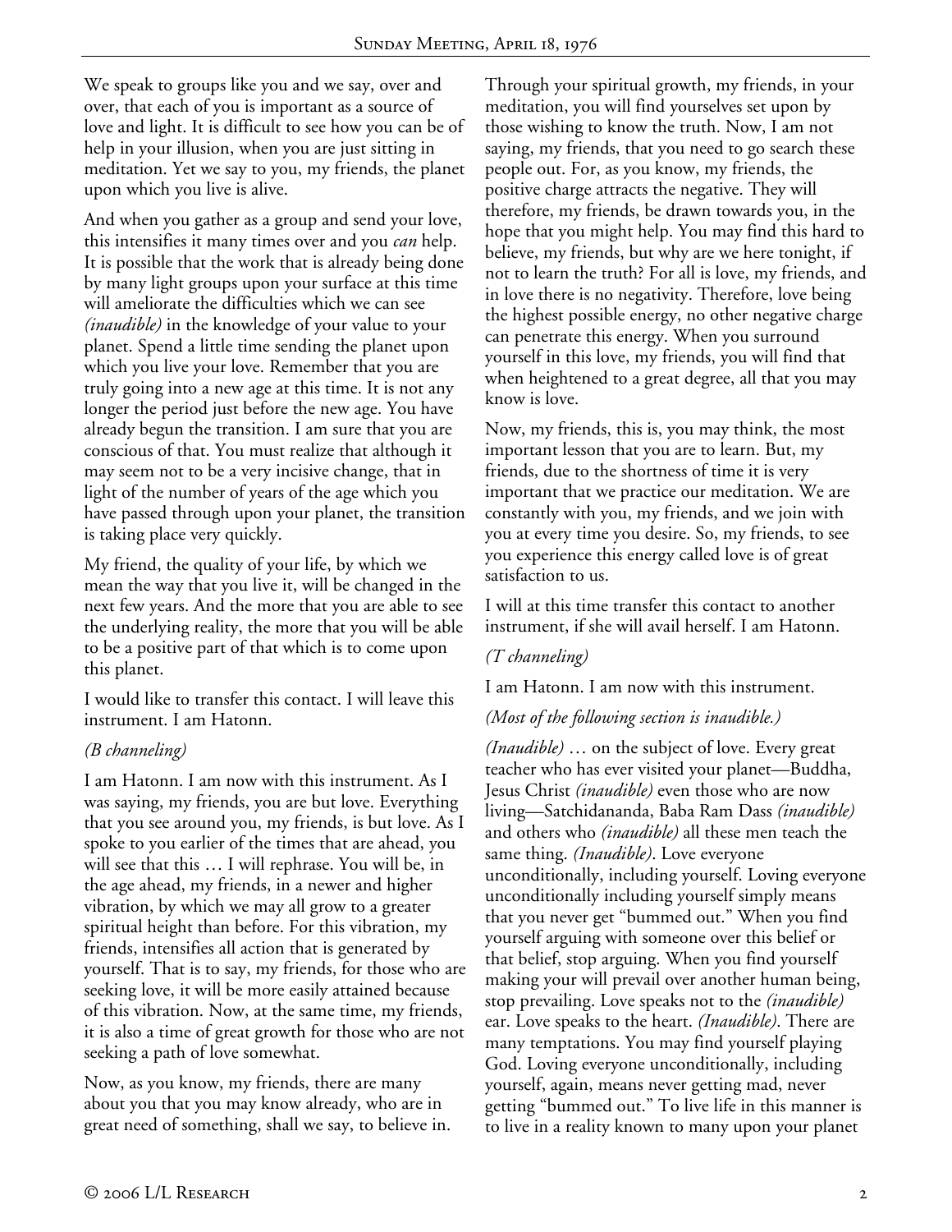We speak to groups like you and we say, over and over, that each of you is important as a source of love and light. It is difficult to see how you can be of help in your illusion, when you are just sitting in meditation. Yet we say to you, my friends, the planet upon which you live is alive.

And when you gather as a group and send your love, this intensifies it many times over and you *can* help. It is possible that the work that is already being done by many light groups upon your surface at this time will ameliorate the difficulties which we can see *(inaudible)* in the knowledge of your value to your planet. Spend a little time sending the planet upon which you live your love. Remember that you are truly going into a new age at this time. It is not any longer the period just before the new age. You have already begun the transition. I am sure that you are conscious of that. You must realize that although it may seem not to be a very incisive change, that in light of the number of years of the age which you have passed through upon your planet, the transition is taking place very quickly.

My friend, the quality of your life, by which we mean the way that you live it, will be changed in the next few years. And the more that you are able to see the underlying reality, the more that you will be able to be a positive part of that which is to come upon this planet.

I would like to transfer this contact. I will leave this instrument. I am Hatonn.

*(B channeling)*

I am Hatonn. I am now with this instrument. As I was saying, my friends, you are but love. Everything that you see around you, my friends, is but love. As I spoke to you earlier of the times that are ahead, you will see that this … I will rephrase. You will be, in the age ahead, my friends, in a newer and higher vibration, by which we may all grow to a greater spiritual height than before. For this vibration, my friends, intensifies all action that is generated by yourself. That is to say, my friends, for those who are seeking love, it will be more easily attained because of this vibration. Now, at the same time, my friends, it is also a time of great growth for those who are not seeking a path of love somewhat.

Now, as you know, my friends, there are many about you that you may know already, who are in great need of something, shall we say, to believe in. Through your spiritual growth, my friends, in your meditation, you will find yourselves set upon by those wishing to know the truth. Now, I am not saying, my friends, that you need to go search these people out. For, as you know, my friends, the positive charge attracts the negative. They will therefore, my friends, be drawn towards you, in the hope that you might help. You may find this hard to believe, my friends, but why are we here tonight, if not to learn the truth? For all is love, my friends, and in love there is no negativity. Therefore, love being the highest possible energy, no other negative charge can penetrate this energy. When you surround yourself in this love, my friends, you will find that when heightened to a great degree, all that you may know is love.

Now, my friends, this is, you may think, the most important lesson that you are to learn. But, my friends, due to the shortness of time it is very important that we practice our meditation. We are constantly with you, my friends, and we join with you at every time you desire. So, my friends, to see you experience this energy called love is of great satisfaction to us.

I will at this time transfer this contact to another instrument, if she will avail herself. I am Hatonn.

*(T channeling)*

I am Hatonn. I am now with this instrument.

*(Most of the following section is inaudible.)*

*(Inaudible)* … on the subject of love. Every great teacher who has ever visited your planet—Buddha, Jesus Christ *(inaudible)* even those who are now living—Satchidananda, Baba Ram Dass *(inaudible)* and others who *(inaudible)* all these men teach the same thing. *(Inaudible)*. Love everyone unconditionally, including yourself. Loving everyone unconditionally including yourself simply means that you never get "bummed out." When you find yourself arguing with someone over this belief or that belief, stop arguing. When you find yourself making your will prevail over another human being, stop prevailing. Love speaks not to the *(inaudible)* ear. Love speaks to the heart. *(Inaudible)*. There are many temptations. You may find yourself playing God. Loving everyone unconditionally, including yourself, again, means never getting mad, never getting "bummed out." To live life in this manner is to live in a reality known to many upon your planet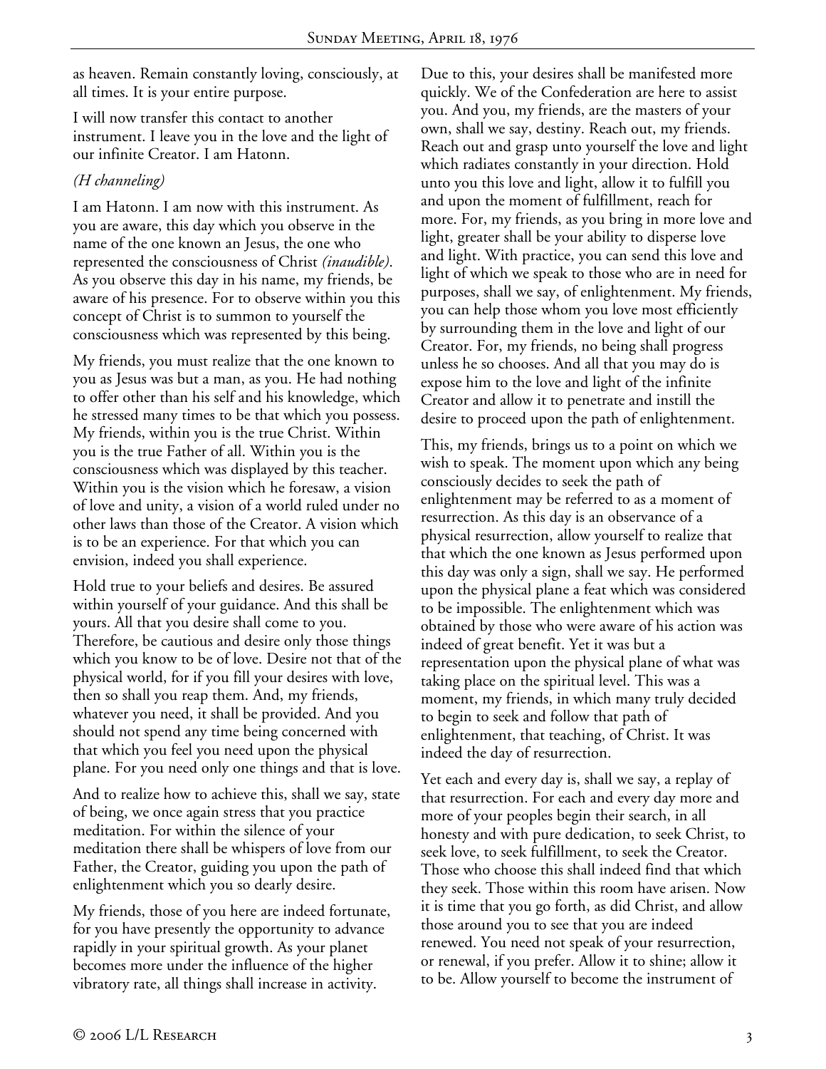as heaven. Remain constantly loving, consciously, at all times. It is your entire purpose.

I will now transfer this contact to another instrument. I leave you in the love and the light of our infinite Creator. I am Hatonn.

*(H channeling)*

I am Hatonn. I am now with this instrument. As you are aware, this day which you observe in the name of the one known an Jesus, the one who represented the consciousness of Christ *(inaudible)*. As you observe this day in his name, my friends, be aware of his presence. For to observe within you this concept of Christ is to summon to yourself the consciousness which was represented by this being.

My friends, you must realize that the one known to you as Jesus was but a man, as you. He had nothing to offer other than his self and his knowledge, which he stressed many times to be that which you possess. My friends, within you is the true Christ. Within you is the true Father of all. Within you is the consciousness which was displayed by this teacher. Within you is the vision which he foresaw, a vision of love and unity, a vision of a world ruled under no other laws than those of the Creator. A vision which is to be an experience. For that which you can envision, indeed you shall experience.

Hold true to your beliefs and desires. Be assured within yourself of your guidance. And this shall be yours. All that you desire shall come to you. Therefore, be cautious and desire only those things which you know to be of love. Desire not that of the physical world, for if you fill your desires with love, then so shall you reap them. And, my friends, whatever you need, it shall be provided. And you should not spend any time being concerned with that which you feel you need upon the physical plane. For you need only one things and that is love.

And to realize how to achieve this, shall we say, state of being, we once again stress that you practice meditation. For within the silence of your meditation there shall be whispers of love from our Father, the Creator, guiding you upon the path of enlightenment which you so dearly desire.

My friends, those of you here are indeed fortunate, for you have presently the opportunity to advance rapidly in your spiritual growth. As your planet becomes more under the influence of the higher vibratory rate, all things shall increase in activity. Due to this, your desires shall be manifested more quickly. We of the Confederation are here to assist you. And you, my friends, are the masters of your own, shall we say, destiny. Reach out, my friends. Reach out and grasp unto yourself the love and light which radiates constantly in your direction. Hold unto you this love and light, allow it to fulfill you and upon the moment of fulfillment, reach for more. For, my friends, as you bring in more love and light, greater shall be your ability to disperse love and light. With practice, you can send this love and light of which we speak to those who are in need for purposes, shall we say, of enlightenment. My friends, you can help those whom you love most efficiently by surrounding them in the love and light of our Creator. For, my friends, no being shall progress unless he so chooses. And all that you may do is expose him to the love and light of the infinite Creator and allow it to penetrate and instill the desire to proceed upon the path of enlightenment.

This, my friends, brings us to a point on which we wish to speak. The moment upon which any being consciously decides to seek the path of enlightenment may be referred to as a moment of resurrection. As this day is an observance of a physical resurrection, allow yourself to realize that that which the one known as Jesus performed upon this day was only a sign, shall we say. He performed upon the physical plane a feat which was considered to be impossible. The enlightenment which was obtained by those who were aware of his action was indeed of great benefit. Yet it was but a representation upon the physical plane of what was taking place on the spiritual level. This was a moment, my friends, in which many truly decided to begin to seek and follow that path of enlightenment, that teaching, of Christ. It was indeed the day of resurrection.

Yet each and every day is, shall we say, a replay of that resurrection. For each and every day more and more of your peoples begin their search, in all honesty and with pure dedication, to seek Christ, to seek love, to seek fulfillment, to seek the Creator. Those who choose this shall indeed find that which they seek. Those within this room have arisen. Now it is time that you go forth, as did Christ, and allow those around you to see that you are indeed renewed. You need not speak of your resurrection, or renewal, if you prefer. Allow it to shine; allow it to be. Allow yourself to become the instrument of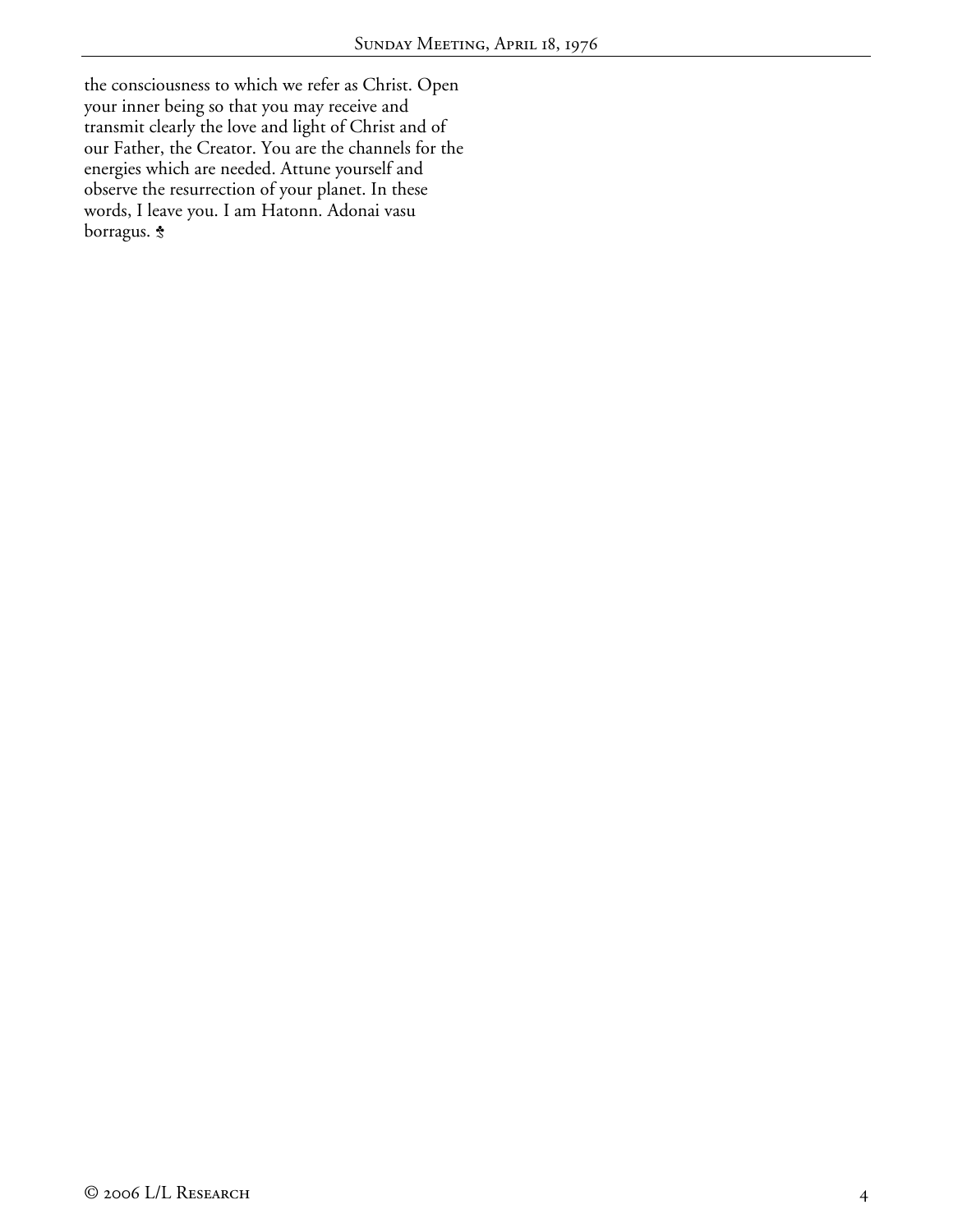the consciousness to which we refer as Christ. Open your inner being so that you may receive and transmit clearly the love and light of Christ and of our Father, the Creator. You are the channels for the energies which are needed. Attune yourself and observe the resurrection of your planet. In these words, I leave you. I am Hatonn. Adonai vasu borragus. ♰